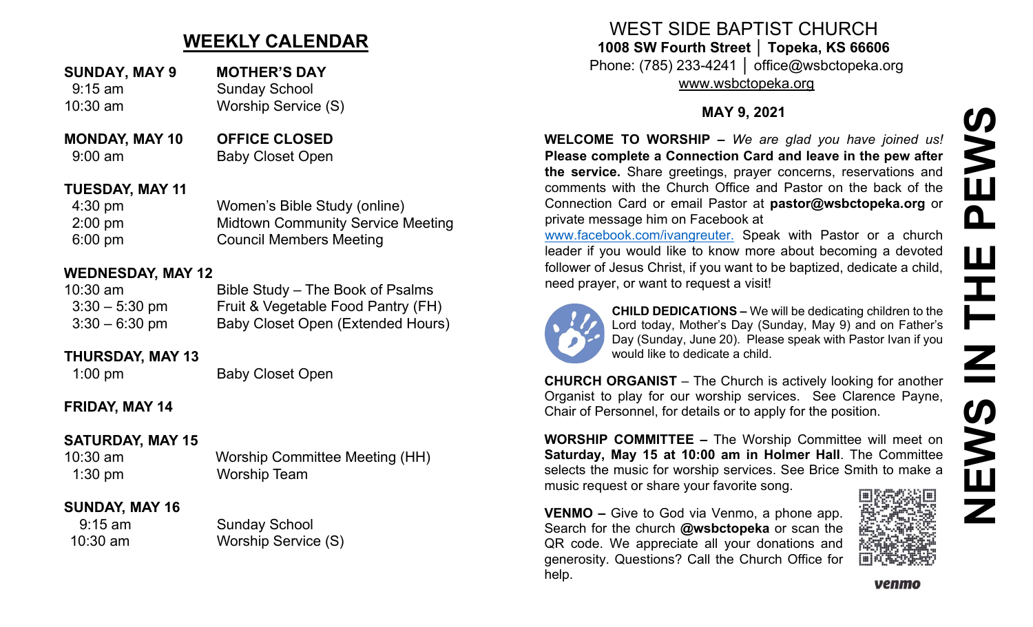## WEEKLY CALENDAR

**SUNDAY, MAY 9** — **MOTHER'S DAY**
9:15 am — Sunday School
10:30 am — Worship Service (S)

**MONDAY, MAY 10** — **OFFICE CLOSED**
9:00 am — Baby Closet Open

**TUESDAY, MAY 11**
4:30 pm — Women's Bible Study (online)
2:00 pm — Midtown Community Service Meeting
6:00 pm — Council Members Meeting

**WEDNESDAY, MAY 12**
10:30 am — Bible Study – The Book of Psalms
3:30 – 5:30 pm — Fruit & Vegetable Food Pantry (FH)
3:30 – 6:30 pm — Baby Closet Open (Extended Hours)

**THURSDAY, MAY 13**
1:00 pm — Baby Closet Open

**FRIDAY, MAY 14**

**SATURDAY, MAY 15**
10:30 am — Worship Committee Meeting (HH)
1:30 pm — Worship Team

**SUNDAY, MAY 16**
9:15 am — Sunday School
10:30 am — Worship Service (S)

# WEST SIDE BAPTIST CHURCH

**1008 SW Fourth Street │ Topeka, KS 66606**
Phone: (785) 233-4241 │ office@wsbctopeka.org
www.wsbctopeka.org

**MAY 9, 2021**

# NEWS IN THE PEWS

**WELCOME TO WORSHIP –** *We are glad you have joined us!* **Please complete a Connection Card and leave in the pew after the service.** Share greetings, prayer concerns, reservations and comments with the Church Office and Pastor on the back of the Connection Card or email Pastor at **pastor@wsbctopeka.org** or private message him on Facebook at www.facebook.com/ivangreuter. Speak with Pastor or a church leader if you would like to know more about becoming a devoted follower of Jesus Christ, if you want to be baptized, dedicate a child, need prayer, or want to request a visit!

**CHILD DEDICATIONS –** We will be dedicating children to the Lord today, Mother's Day (Sunday, May 9) and on Father's Day (Sunday, June 20). Please speak with Pastor Ivan if you would like to dedicate a child.

**CHURCH ORGANIST** – The Church is actively looking for another Organist to play for our worship services. See Clarence Payne, Chair of Personnel, for details or to apply for the position.

**WORSHIP COMMITTEE –** The Worship Committee will meet on **Saturday, May 15 at 10:00 am in Holmer Hall**. The Committee selects the music for worship services. See Brice Smith to make a music request or share your favorite song.

**VENMO –** Give to God via Venmo, a phone app. Search for the church **@wsbctopeka** or scan the QR code. We appreciate all your donations and generosity. Questions? Call the Church Office for help.

venmo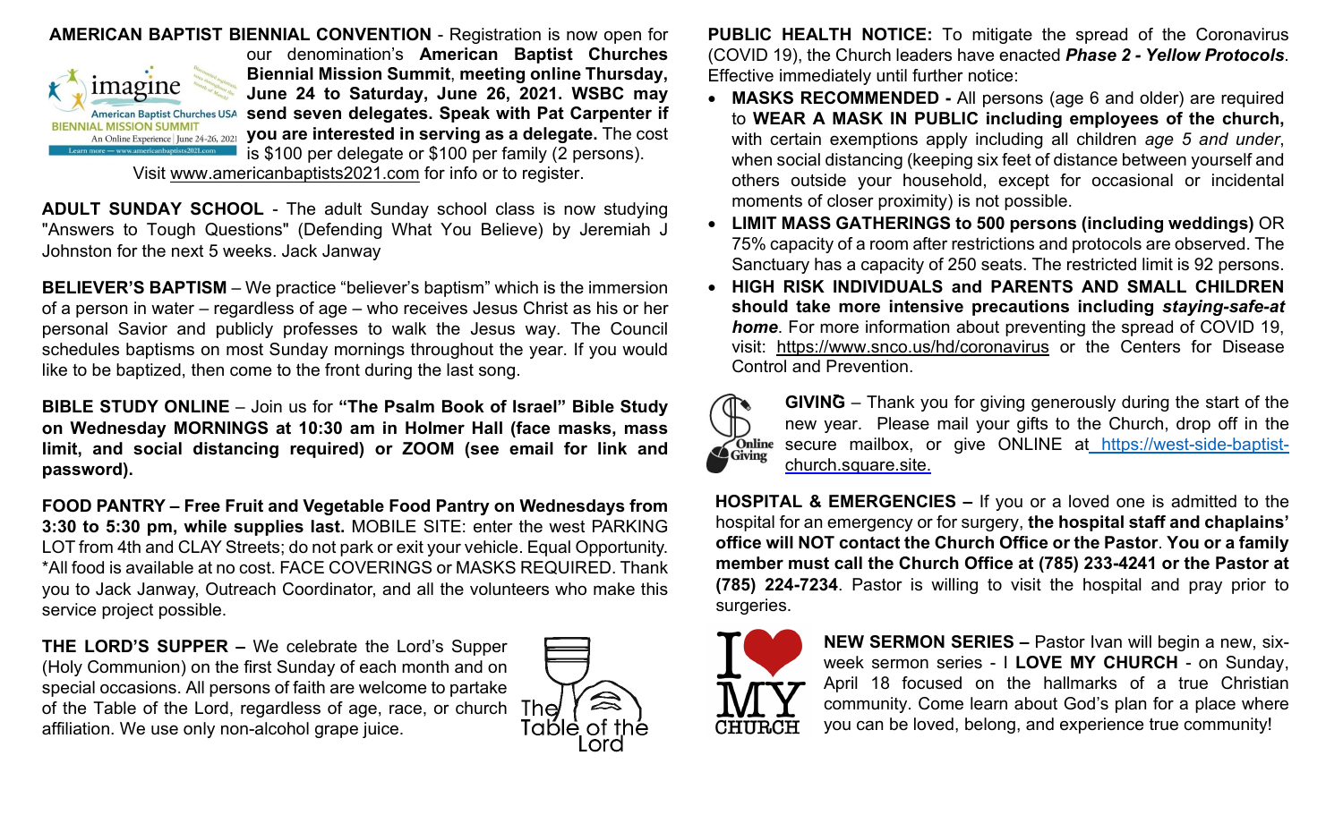**AMERICAN BAPTIST BIENNIAL CONVENTION** - Registration is now open for our denomination's **American Baptist Churches Biennial Mission Summit**, **meeting online Thursday, June 24 to Saturday, June 26, 2021. WSBC may send seven delegates. Speak with Pat Carpenter if you are interested in serving as a delegate.** The cost is $100 per delegate or $100 per family (2 persons). Visit www.americanbaptists2021.com for info or to register.

**ADULT SUNDAY SCHOOL** - The adult Sunday school class is now studying "Answers to Tough Questions" (Defending What You Believe) by Jeremiah J Johnston for the next 5 weeks. Jack Janway

**BELIEVER'S BAPTISM** – We practice "believer's baptism" which is the immersion of a person in water – regardless of age – who receives Jesus Christ as his or her personal Savior and publicly professes to walk the Jesus way. The Council schedules baptisms on most Sunday mornings throughout the year. If you would like to be baptized, then come to the front during the last song.

**BIBLE STUDY ONLINE** – Join us for **"The Psalm Book of Israel" Bible Study on Wednesday MORNINGS at 10:30 am in Holmer Hall (face masks, mass limit, and social distancing required) or ZOOM (see email for link and password).**

**FOOD PANTRY – Free Fruit and Vegetable Food Pantry on Wednesdays from 3:30 to 5:30 pm, while supplies last.** MOBILE SITE: enter the west PARKING LOT from 4th and CLAY Streets; do not park or exit your vehicle. Equal Opportunity. *All food is available at no cost. FACE COVERINGS or MASKS REQUIRED. Thank you to Jack Janway, Outreach Coordinator, and all the volunteers who make this service project possible.

**THE LORD'S SUPPER –** We celebrate the Lord's Supper (Holy Communion) on the first Sunday of each month and on special occasions. All persons of faith are welcome to partake of the Table of the Lord, regardless of age, race, or church affiliation. We use only non-alcohol grape juice.

**PUBLIC HEALTH NOTICE:** To mitigate the spread of the Coronavirus (COVID 19), the Church leaders have enacted ***Phase 2 - Yellow Protocols***. Effective immediately until further notice:

- **MASKS RECOMMENDED -** All persons (age 6 and older) are required to **WEAR A MASK IN PUBLIC including employees of the church,** with certain exemptions apply including all children *age 5 and under*, when social distancing (keeping six feet of distance between yourself and others outside your household, except for occasional or incidental moments of closer proximity) is not possible.
- **LIMIT MASS GATHERINGS to 500 persons (including weddings)** OR 75% capacity of a room after restrictions and protocols are observed. The Sanctuary has a capacity of 250 seats. The restricted limit is 92 persons.
- **HIGH RISK INDIVIDUALS and PARENTS AND SMALL CHILDREN should take more intensive precautions including *staying-safe-at home***. For more information about preventing the spread of COVID 19, visit: https://www.snco.us/hd/coronavirus or the Centers for Disease Control and Prevention.

**GIVING** – Thank you for giving generously during the start of the new year. Please mail your gifts to the Church, drop off in the secure mailbox, or give ONLINE at https://west-side-baptist-church.square.site.

**HOSPITAL & EMERGENCIES –** If you or a loved one is admitted to the hospital for an emergency or for surgery, **the hospital staff and chaplains' office will NOT contact the Church Office or the Pastor**. **You or a family member must call the Church Office at (785) 233-4241 or the Pastor at (785) 224-7234**. Pastor is willing to visit the hospital and pray prior to surgeries.

**NEW SERMON SERIES –** Pastor Ivan will begin a new, six-week sermon series - I **LOVE MY CHURCH** - on Sunday, April 18 focused on the hallmarks of a true Christian community. Come learn about God's plan for a place where you can be loved, belong, and experience true community!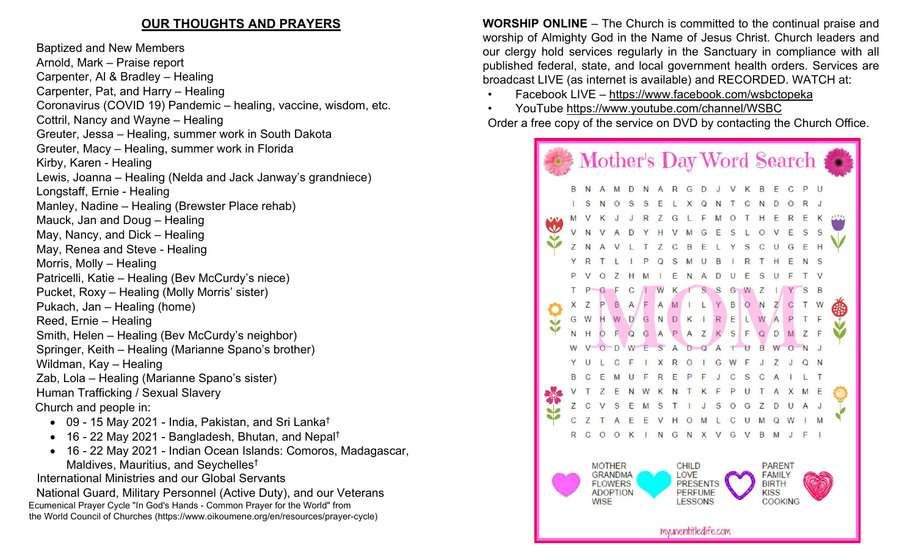## OUR THOUGHTS AND PRAYERS

Baptized and New Members
Arnold, Mark – Praise report
Carpenter, Al & Bradley – Healing
Carpenter, Pat, and Harry – Healing
Coronavirus (COVID 19) Pandemic – healing, vaccine, wisdom, etc.
Cottril, Nancy and Wayne – Healing
Greuter, Jessa – Healing, summer work in South Dakota
Greuter, Macy – Healing, summer work in Florida
Kirby, Karen - Healing
Lewis, Joanna – Healing (Nelda and Jack Janway's grandniece)
Longstaff, Ernie - Healing
Manley, Nadine – Healing (Brewster Place rehab)
Mauck, Jan and Doug – Healing
May, Nancy, and Dick – Healing
May, Renea and Steve - Healing
Morris, Molly – Healing
Patricelli, Katie – Healing (Bev McCurdy's niece)
Pucket, Roxy – Healing (Molly Morris' sister)
Pukach, Jan – Healing (home)
Reed, Ernie – Healing
Smith, Helen – Healing (Bev McCurdy's neighbor)
Springer, Keith – Healing (Marianne Spano's brother)
Wildman, Kay – Healing
Zab, Lola – Healing (Marianne Spano's sister)
Human Trafficking / Sexual Slavery
Church and people in:

- 09 - 15 May 2021 - India, Pakistan, and Sri Lanka†
- 16 - 22 May 2021 - Bangladesh, Bhutan, and Nepal†
- 16 - 22 May 2021 - Indian Ocean Islands: Comoros, Madagascar, Maldives, Mauritius, and Seychelles†

International Ministries and our Global Servants
National Guard, Military Personnel (Active Duty), and our Veterans

Ecumenical Prayer Cycle "In God's Hands - Common Prayer for the World" from the World Council of Churches (https://www.oikoumene.org/en/resources/prayer-cycle)

**WORSHIP ONLINE** – The Church is committed to the continual praise and worship of Almighty God in the Name of Jesus Christ. Church leaders and our clergy hold services regularly in the Sanctuary in compliance with all published federal, state, and local government health orders. Services are broadcast LIVE (as internet is available) and RECORDED. WATCH at:

- Facebook LIVE – https://www.facebook.com/wsbctopeka
- YouTube https://www.youtube.com/channel/WSBC

Order a free copy of the service on DVD by contacting the Church Office.

## Mother's Day Word Search

```
B N A M D N A R G D J V K B E C P U
I S N O S S E L X Q N T C N D O R J
M V K J J R Z G L F M O T H E R E K
V N V A D Y H V M G E S L O V E S S
Z N A V L T Z C B E L Y S C U G E H
Y R T L I P Q S M U B I R T H E N S
P V O Z H M I E N A D U E S U F T V
T P G F C I W K I S S G W Z I Y S B
X Z P B A F A M I L Y B O N Z C T W
G W H W D G N D K I R E L W A P T F
N H O F Q G A P A Z K S F Q D M Z F
W V O D W E S A D Q A I U B W O N J
Y U L C F I X R O I G W F J Z J Q N
B C E M U F R E P F J C S C A I L T
V T Z E N W K N T K F P U T A X M E
Z C V S E M S T I J S O G Z D U A J
C Z T A E E V H O M L C U M Q W I M
R C O O K I N G N X V G V B M J F I
```

MOTHER
GRANDMA
FLOWERS
ADOPTION
WISE

CHILD
LOVE
PRESENTS
PERFUME
LESSONS

PARENT
FAMILY
BIRTH
KISS
COOKING

myunentitledlife.com